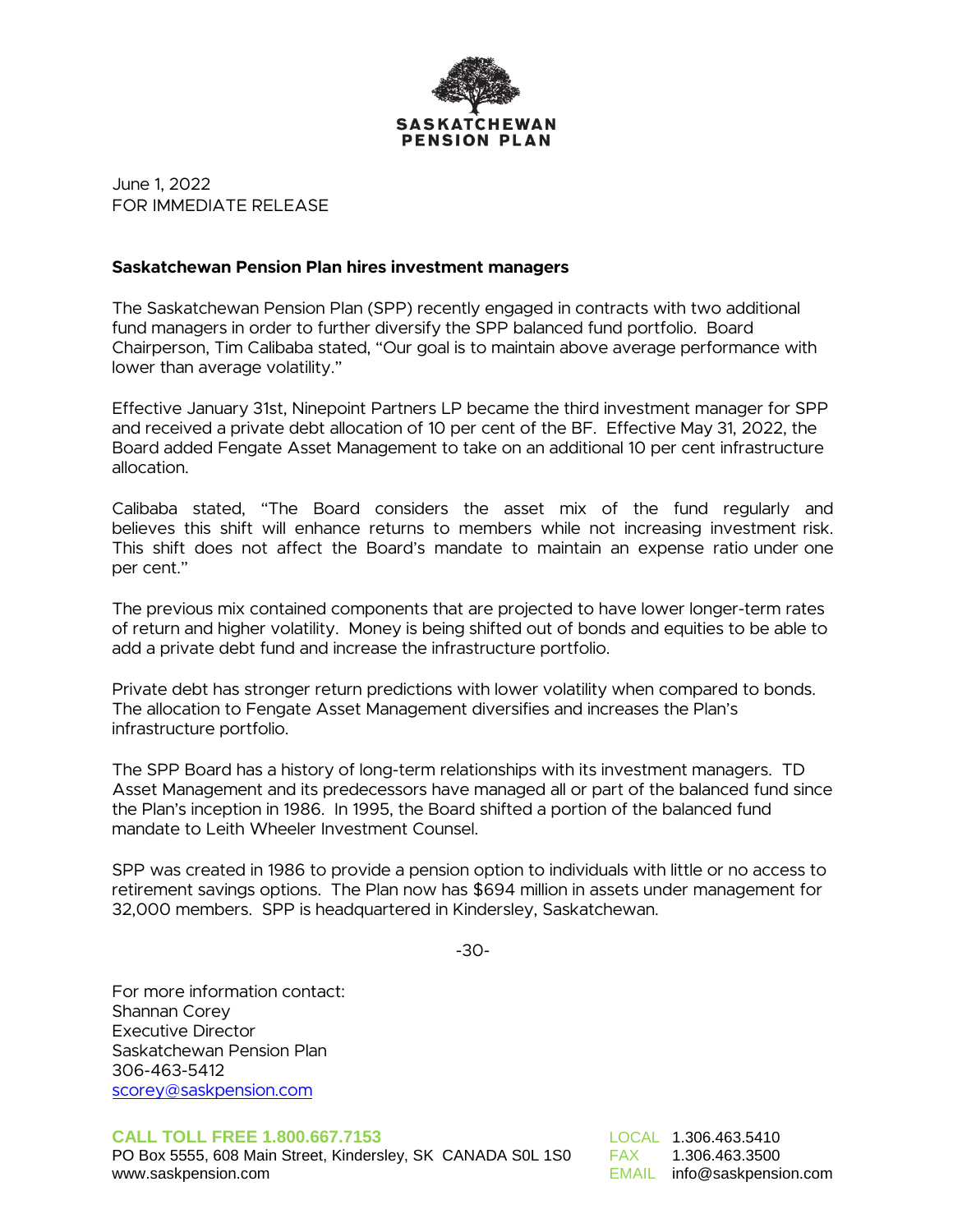SASKATCHEWAN PENSION PLAN

June 1, 2022
FOR IMMEDIATE RELEASE

**Saskatchewan Pension Plan hires investment managers**

The Saskatchewan Pension Plan (SPP) recently engaged in contracts with two additional fund managers in order to further diversify the SPP balanced fund portfolio. Board Chairperson, Tim Calibaba stated, "Our goal is to maintain above average performance with lower than average volatility."

Effective January 31st, Ninepoint Partners LP became the third investment manager for SPP and received a private debt allocation of 10 per cent of the BF. Effective May 31, 2022, the Board added Fengate Asset Management to take on an additional 10 per cent infrastructure allocation.

Calibaba stated, "The Board considers the asset mix of the fund regularly and believes this shift will enhance returns to members while not increasing investment risk. This shift does not affect the Board's mandate to maintain an expense ratio under one per cent."

The previous mix contained components that are projected to have lower longer-term rates of return and higher volatility. Money is being shifted out of bonds and equities to be able to add a private debt fund and increase the infrastructure portfolio.

Private debt has stronger return predictions with lower volatility when compared to bonds. The allocation to Fengate Asset Management diversifies and increases the Plan's infrastructure portfolio.

The SPP Board has a history of long-term relationships with its investment managers. TD Asset Management and its predecessors have managed all or part of the balanced fund since the Plan's inception in 1986. In 1995, the Board shifted a portion of the balanced fund mandate to Leith Wheeler Investment Counsel.

SPP was created in 1986 to provide a pension option to individuals with little or no access to retirement savings options. The Plan now has $694 million in assets under management for 32,000 members. SPP is headquartered in Kindersley, Saskatchewan.

-30-

For more information contact:
Shannan Corey
Executive Director
Saskatchewan Pension Plan
306-463-5412
scorey@saskpension.com

**CALL TOLL FREE 1.800.667.7153**
PO Box 5555, 608 Main Street, Kindersley, SK CANADA S0L 1S0
www.saskpension.com

LOCAL 1.306.463.5410
FAX 1.306.463.3500
EMAIL info@saskpension.com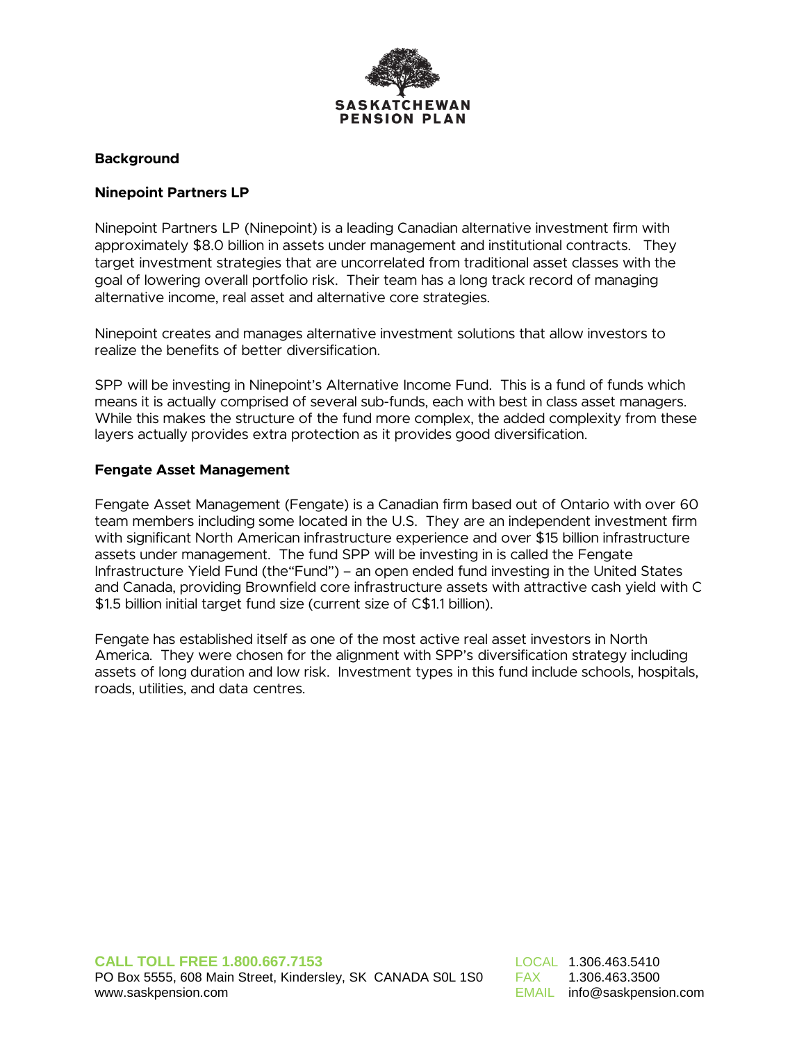**Background**

**Ninepoint Partners LP**

Ninepoint Partners LP (Ninepoint) is a leading Canadian alternative investment firm with approximately $8.0 billion in assets under management and institutional contracts. They target investment strategies that are uncorrelated from traditional asset classes with the goal of lowering overall portfolio risk. Their team has a long track record of managing alternative income, real asset and alternative core strategies.

Ninepoint creates and manages alternative investment solutions that allow investors to realize the benefits of better diversification.

SPP will be investing in Ninepoint's Alternative Income Fund. This is a fund of funds which means it is actually comprised of several sub-funds, each with best in class asset managers. While this makes the structure of the fund more complex, the added complexity from these layers actually provides extra protection as it provides good diversification.

**Fengate Asset Management**

Fengate Asset Management (Fengate) is a Canadian firm based out of Ontario with over 60 team members including some located in the U.S. They are an independent investment firm with significant North American infrastructure experience and over $15 billion infrastructure assets under management. The fund SPP will be investing in is called the Fengate Infrastructure Yield Fund (the"Fund") – an open ended fund investing in the United States and Canada, providing Brownfield core infrastructure assets with attractive cash yield with C $1.5 billion initial target fund size (current size of C$1.1 billion).

Fengate has established itself as one of the most active real asset investors in North America. They were chosen for the alignment with SPP's diversification strategy including assets of long duration and low risk. Investment types in this fund include schools, hospitals, roads, utilities, and data centres.